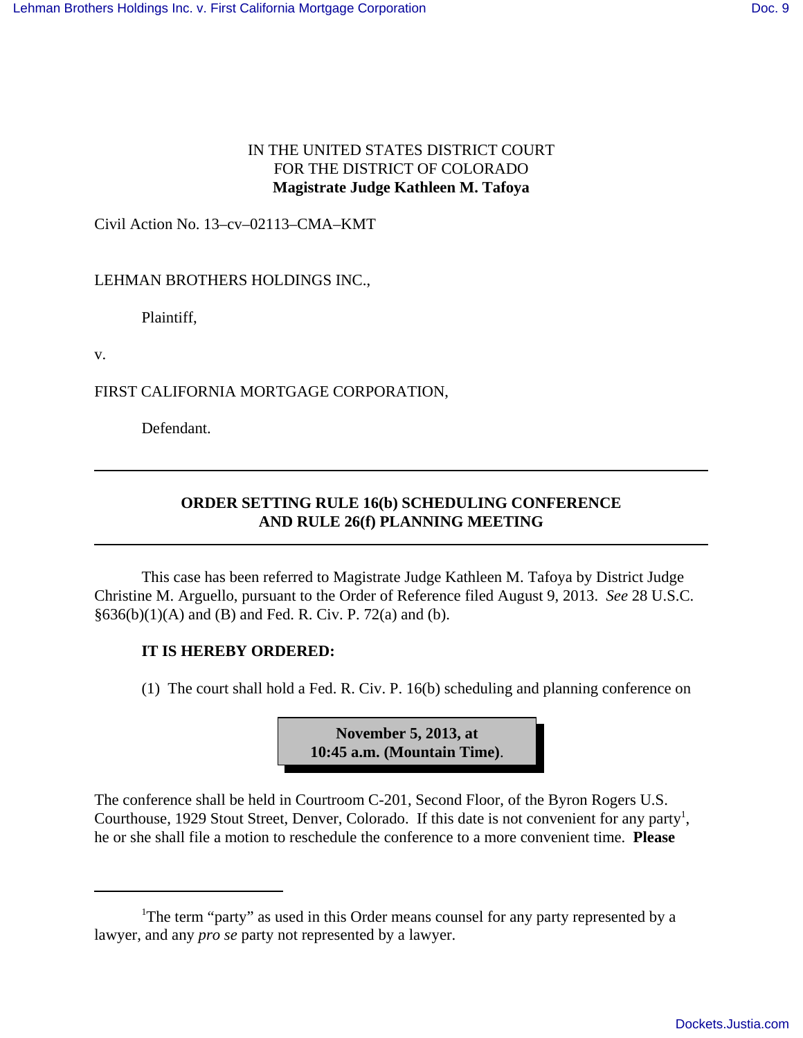IN THE UNITED STATES DISTRICT COURT
FOR THE DISTRICT OF COLORADO
**Magistrate Judge Kathleen M. Tafoya**

Civil Action No. 13–cv–02113–CMA–KMT

LEHMAN BROTHERS HOLDINGS INC.,

Plaintiff,

v.

FIRST CALIFORNIA MORTGAGE CORPORATION,

Defendant.

---

**ORDER SETTING RULE 16(b) SCHEDULING CONFERENCE AND RULE 26(f) PLANNING MEETING**

---

This case has been referred to Magistrate Judge Kathleen M. Tafoya by District Judge Christine M. Arguello, pursuant to the Order of Reference filed August 9, 2013. *See* 28 U.S.C. §636(b)(1)(A) and (B) and Fed. R. Civ. P. 72(a) and (b).

**IT IS HEREBY ORDERED:**

(1) The court shall hold a Fed. R. Civ. P. 16(b) scheduling and planning conference on

**November 5, 2013, at 10:45 a.m. (Mountain Time)**.

The conference shall be held in Courtroom C-201, Second Floor, of the Byron Rogers U.S. Courthouse, 1929 Stout Street, Denver, Colorado. If this date is not convenient for any party[1], he or she shall file a motion to reschedule the conference to a more convenient time. **Please**

---

[1] The term "party" as used in this Order means counsel for any party represented by a lawyer, and any *pro se* party not represented by a lawyer.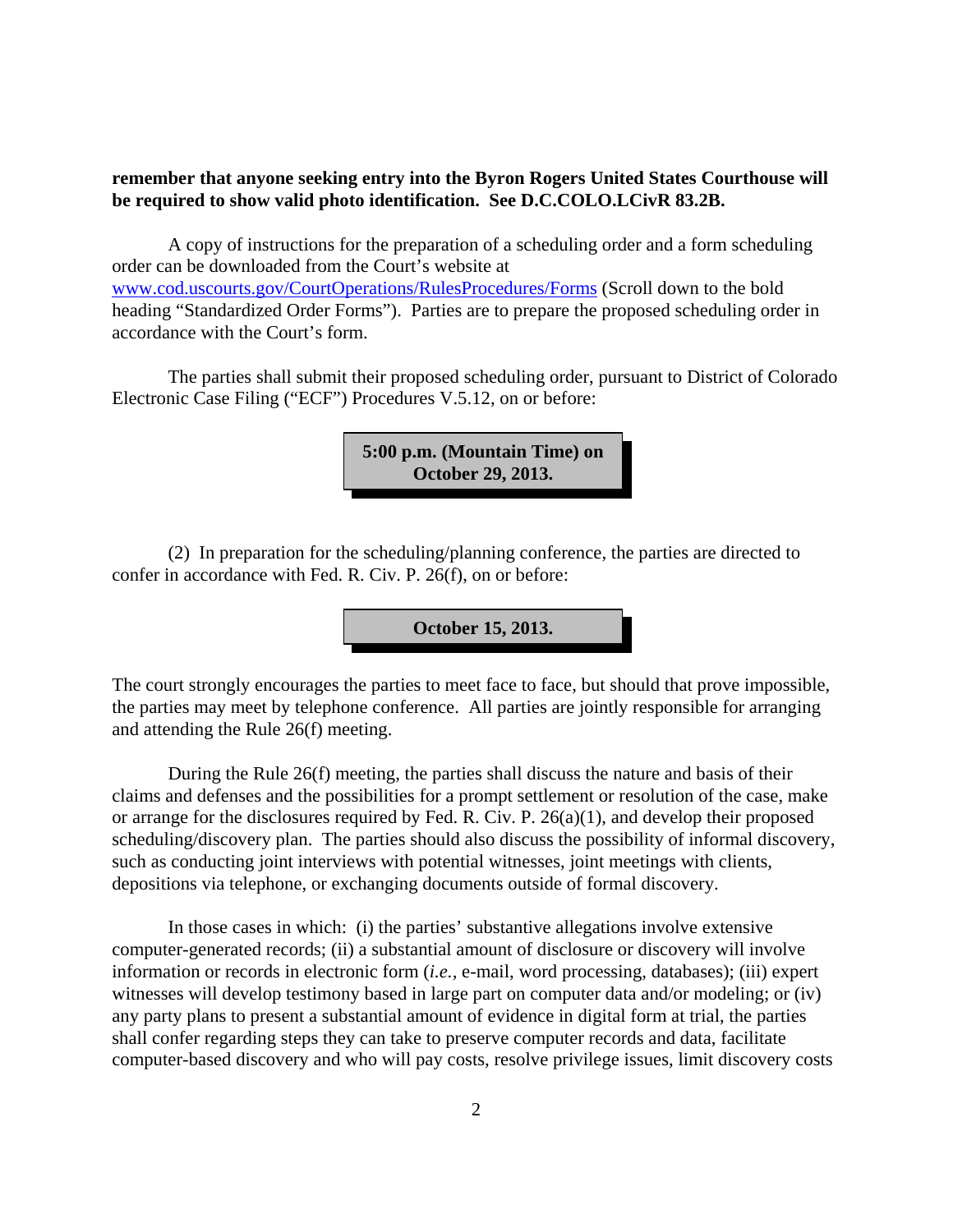**remember that anyone seeking entry into the Byron Rogers United States Courthouse will be required to show valid photo identification. See D.C.COLO.LCivR 83.2B.**

A copy of instructions for the preparation of a scheduling order and a form scheduling order can be downloaded from the Court's website at www.cod.uscourts.gov/CourtOperations/RulesProcedures/Forms (Scroll down to the bold heading "Standardized Order Forms"). Parties are to prepare the proposed scheduling order in accordance with the Court's form.

The parties shall submit their proposed scheduling order, pursuant to District of Colorado Electronic Case Filing ("ECF") Procedures V.5.12, on or before:

**5:00 p.m. (Mountain Time) on October 29, 2013.**

(2) In preparation for the scheduling/planning conference, the parties are directed to confer in accordance with Fed. R. Civ. P. 26(f), on or before:

**October 15, 2013.**

The court strongly encourages the parties to meet face to face, but should that prove impossible, the parties may meet by telephone conference. All parties are jointly responsible for arranging and attending the Rule 26(f) meeting.

During the Rule 26(f) meeting, the parties shall discuss the nature and basis of their claims and defenses and the possibilities for a prompt settlement or resolution of the case, make or arrange for the disclosures required by Fed. R. Civ. P. 26(a)(1), and develop their proposed scheduling/discovery plan. The parties should also discuss the possibility of informal discovery, such as conducting joint interviews with potential witnesses, joint meetings with clients, depositions via telephone, or exchanging documents outside of formal discovery.

In those cases in which: (i) the parties' substantive allegations involve extensive computer-generated records; (ii) a substantial amount of disclosure or discovery will involve information or records in electronic form (*i.e.,* e-mail, word processing, databases); (iii) expert witnesses will develop testimony based in large part on computer data and/or modeling; or (iv) any party plans to present a substantial amount of evidence in digital form at trial, the parties shall confer regarding steps they can take to preserve computer records and data, facilitate computer-based discovery and who will pay costs, resolve privilege issues, limit discovery costs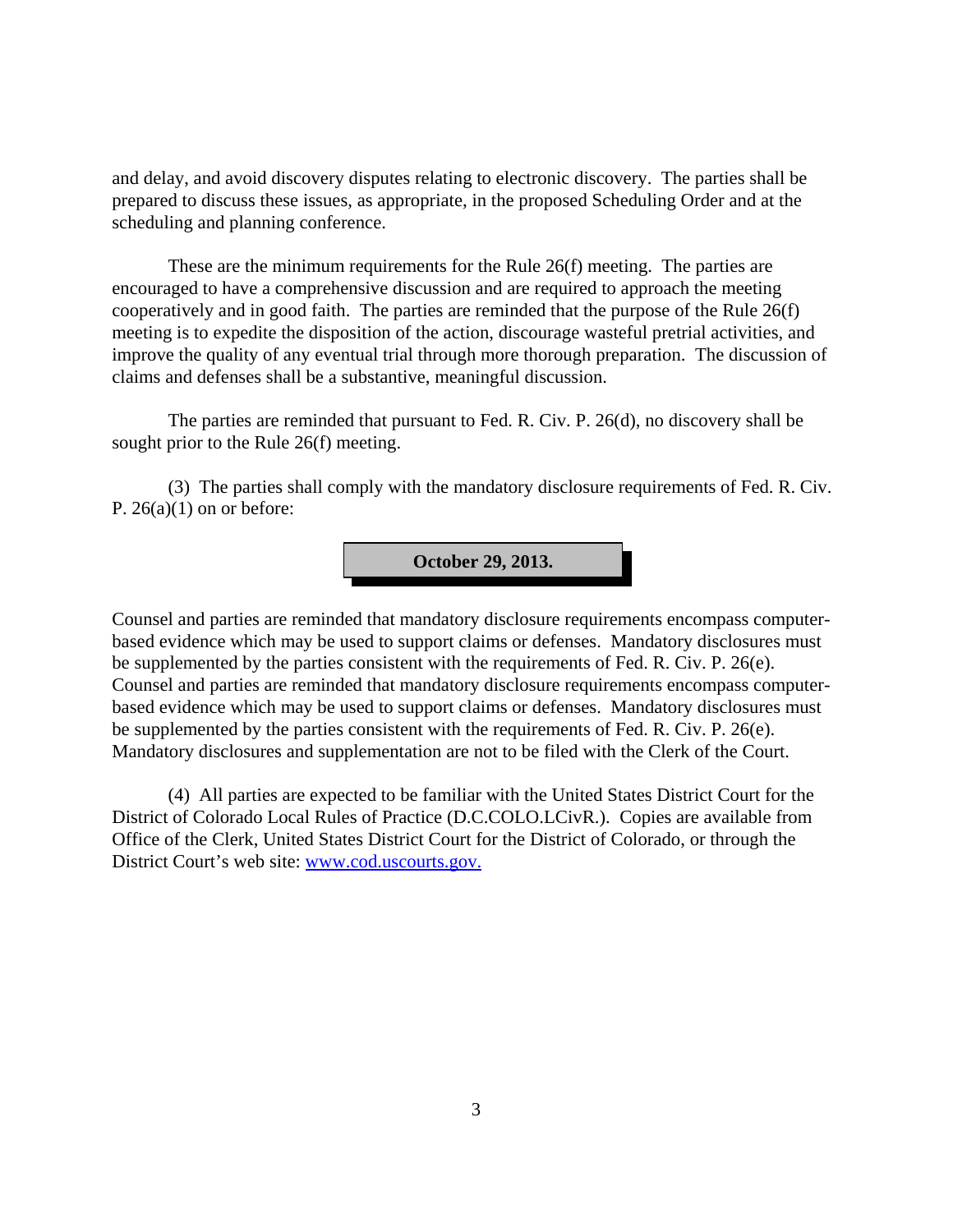and delay, and avoid discovery disputes relating to electronic discovery. The parties shall be prepared to discuss these issues, as appropriate, in the proposed Scheduling Order and at the scheduling and planning conference.

These are the minimum requirements for the Rule 26(f) meeting. The parties are encouraged to have a comprehensive discussion and are required to approach the meeting cooperatively and in good faith. The parties are reminded that the purpose of the Rule 26(f) meeting is to expedite the disposition of the action, discourage wasteful pretrial activities, and improve the quality of any eventual trial through more thorough preparation. The discussion of claims and defenses shall be a substantive, meaningful discussion.

The parties are reminded that pursuant to Fed. R. Civ. P. 26(d), no discovery shall be sought prior to the Rule 26(f) meeting.

(3) The parties shall comply with the mandatory disclosure requirements of Fed. R. Civ. P. 26(a)(1) on or before:

**October 29, 2013.**

Counsel and parties are reminded that mandatory disclosure requirements encompass computer-based evidence which may be used to support claims or defenses. Mandatory disclosures must be supplemented by the parties consistent with the requirements of Fed. R. Civ. P. 26(e). Counsel and parties are reminded that mandatory disclosure requirements encompass computer-based evidence which may be used to support claims or defenses. Mandatory disclosures must be supplemented by the parties consistent with the requirements of Fed. R. Civ. P. 26(e). Mandatory disclosures and supplementation are not to be filed with the Clerk of the Court.

(4) All parties are expected to be familiar with the United States District Court for the District of Colorado Local Rules of Practice (D.C.COLO.LCivR.). Copies are available from Office of the Clerk, United States District Court for the District of Colorado, or through the District Court's web site: [www.cod.uscourts.gov.](http://www.cod.uscourts.gov)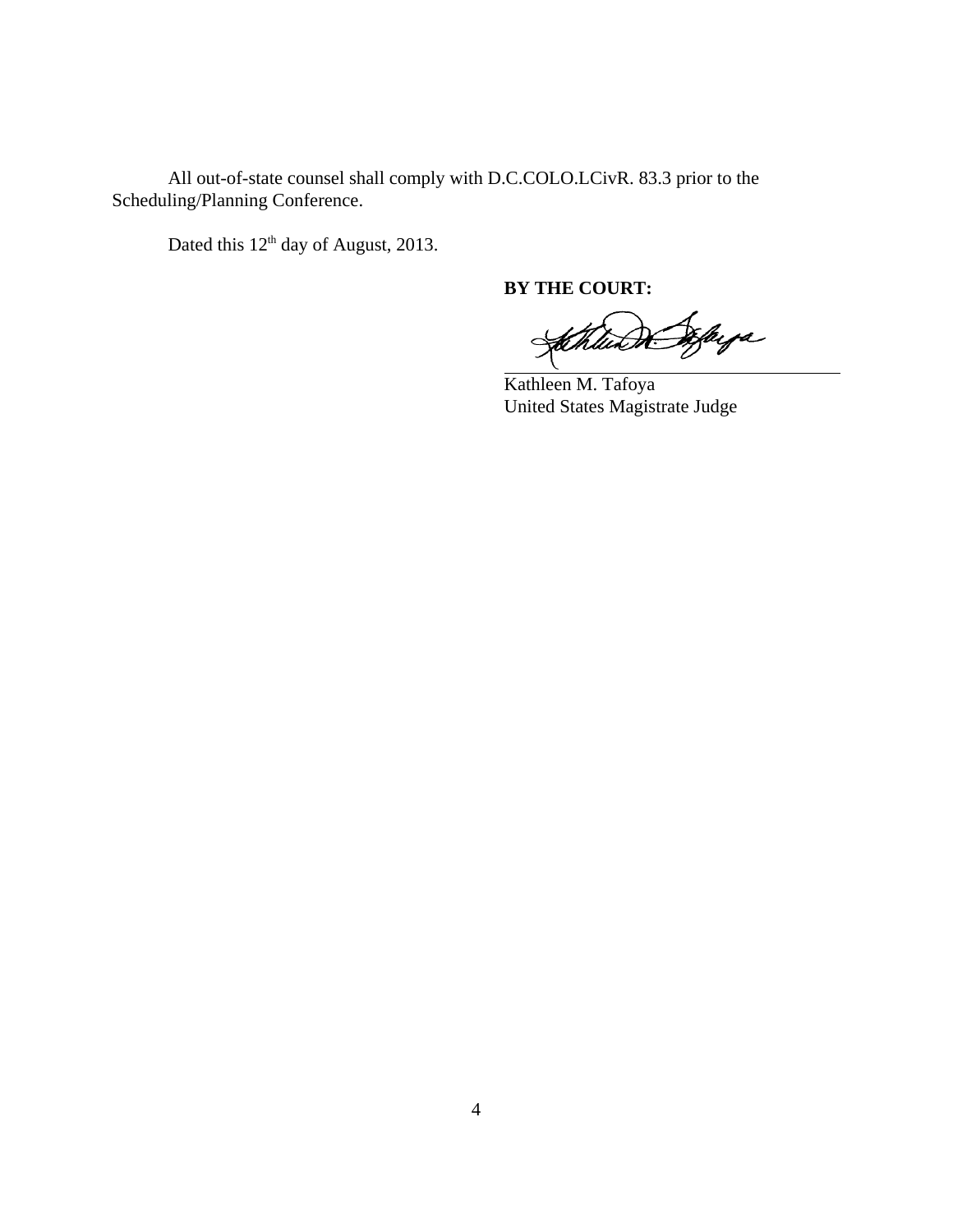All out-of-state counsel shall comply with D.C.COLO.LCivR. 83.3 prior to the Scheduling/Planning Conference.

Dated this 12th day of August, 2013.

**BY THE COURT:**

Kathleen M. Tafoya
United States Magistrate Judge